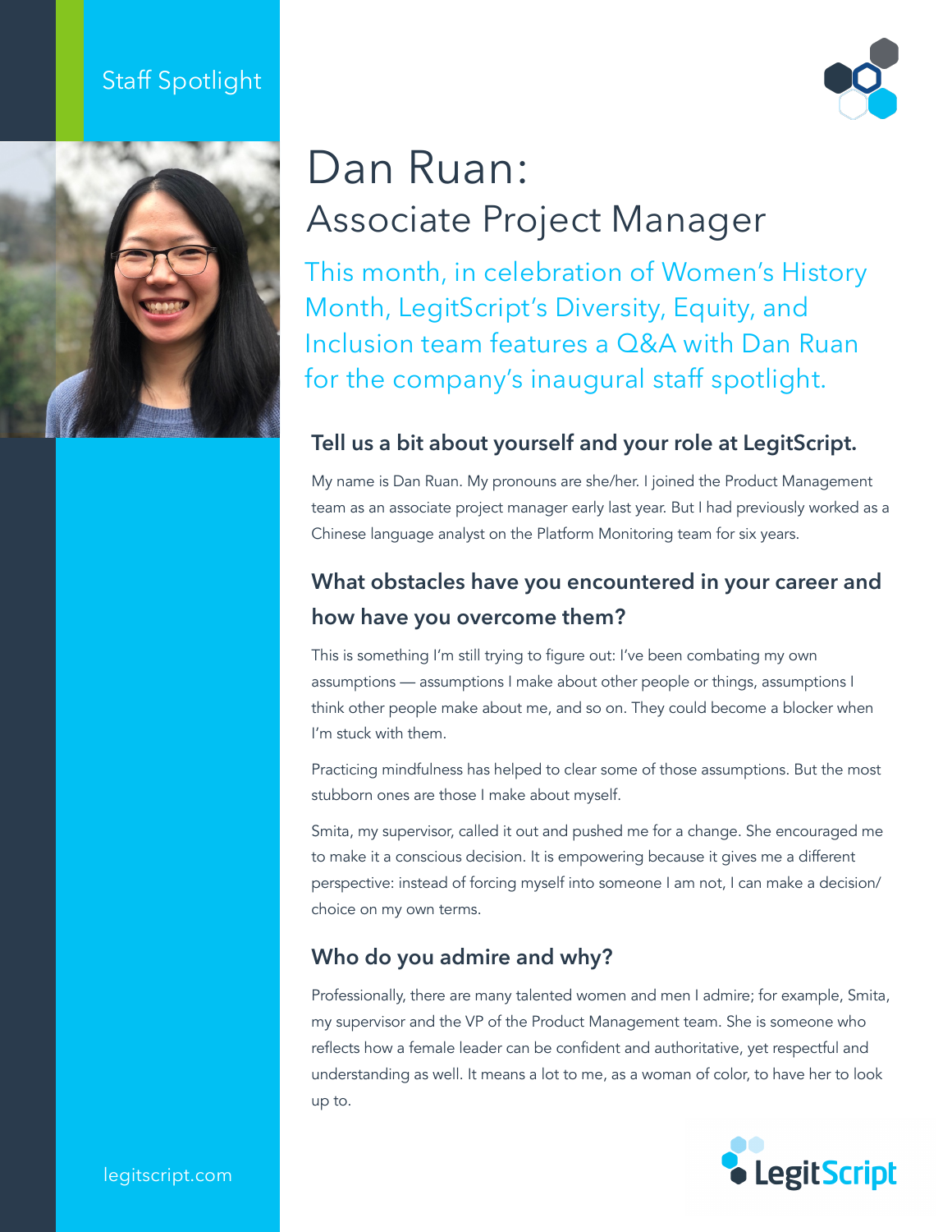Staff Spotlight

# Dan Ruan:

## Associate Project Manager

This month, in celebration of Women's History Month, LegitScript's Diversity, Equity, and Inclusion team features a Q&A with Dan Ruan for the company's inaugural staff spotlight.

### Tell us a bit about yourself and your role at LegitScript.

My name is Dan Ruan. My pronouns are she/her. I joined the Product Management team as an associate project manager early last year. But I had previously worked as a Chinese language analyst on the Platform Monitoring team for six years.

### What obstacles have you encountered in your career and how have you overcome them?

This is something I'm still trying to figure out: I've been combating my own assumptions — assumptions I make about other people or things, assumptions I think other people make about me, and so on. They could become a blocker when I'm stuck with them.

Practicing mindfulness has helped to clear some of those assumptions. But the most stubborn ones are those I make about myself.

Smita, my supervisor, called it out and pushed me for a change. She encouraged me to make it a conscious decision. It is empowering because it gives me a different perspective: instead of forcing myself into someone I am not, I can make a decision/ choice on my own terms.

### Who do you admire and why?

Professionally, there are many talented women and men I admire; for example, Smita, my supervisor and the VP of the Product Management team. She is someone who reflects how a female leader can be confident and authoritative, yet respectful and understanding as well. It means a lot to me, as a woman of color, to have her to look up to.

legitscript.com

LegitScript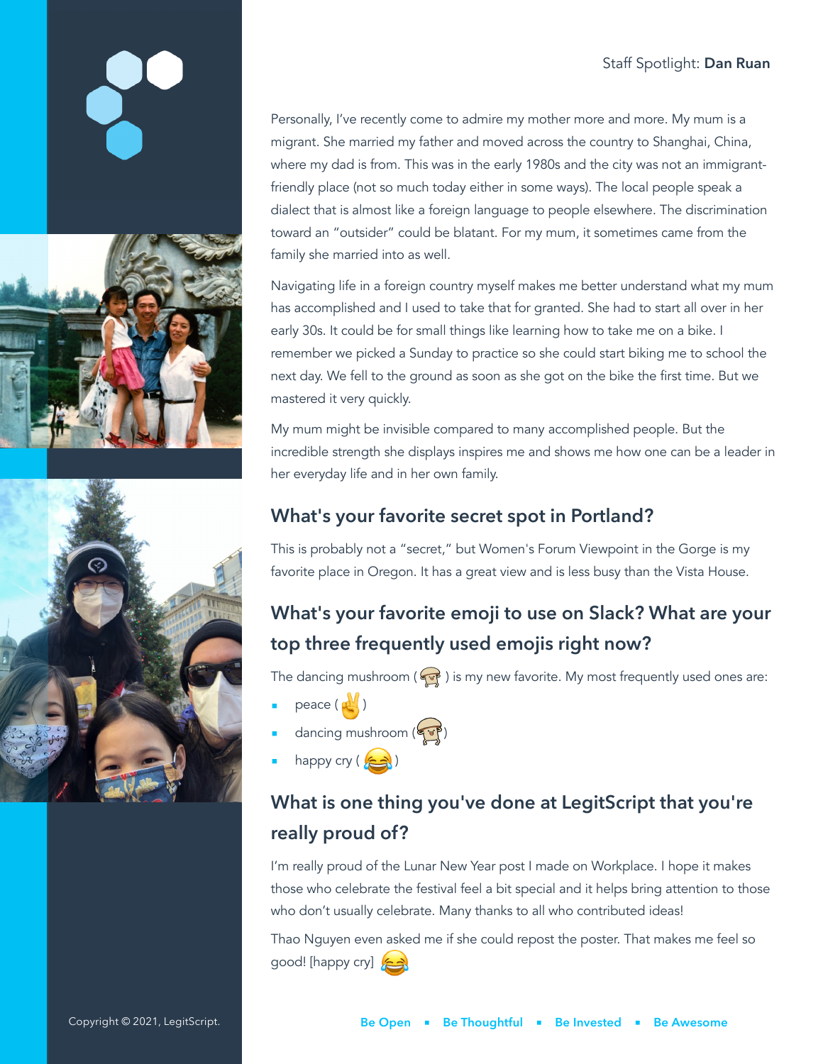Personally, I've recently come to admire my mother more and more. My mum is a migrant. She married my father and moved across the country to Shanghai, China, where my dad is from. This was in the early 1980s and the city was not an immigrant-friendly place (not so much today either in some ways). The local people speak a dialect that is almost like a foreign language to people elsewhere. The discrimination toward an "outsider" could be blatant. For my mum, it sometimes came from the family she married into as well.

Navigating life in a foreign country myself makes me better understand what my mum has accomplished and I used to take that for granted. She had to start all over in her early 30s. It could be for small things like learning how to take me on a bike. I remember we picked a Sunday to practice so she could start biking me to school the next day. We fell to the ground as soon as she got on the bike the first time. But we mastered it very quickly.

My mum might be invisible compared to many accomplished people. But the incredible strength she displays inspires me and shows me how one can be a leader in her everyday life and in her own family.

## What's your favorite secret spot in Portland?

This is probably not a "secret," but Women's Forum Viewpoint in the Gorge is my favorite place in Oregon. It has a great view and is less busy than the Vista House.

## What's your favorite emoji to use on Slack? What are your top three frequently used emojis right now?

The dancing mushroom (🍄) is my new favorite. My most frequently used ones are:

- peace (✌️)
- dancing mushroom (🍄)
- happy cry (😂)

## What is one thing you've done at LegitScript that you're really proud of?

I'm really proud of the Lunar New Year post I made on Workplace. I hope it makes those who celebrate the festival feel a bit special and it helps bring attention to those who don't usually celebrate. Many thanks to all who contributed ideas!

Thao Nguyen even asked me if she could repost the poster. That makes me feel so good! [happy cry] 😂